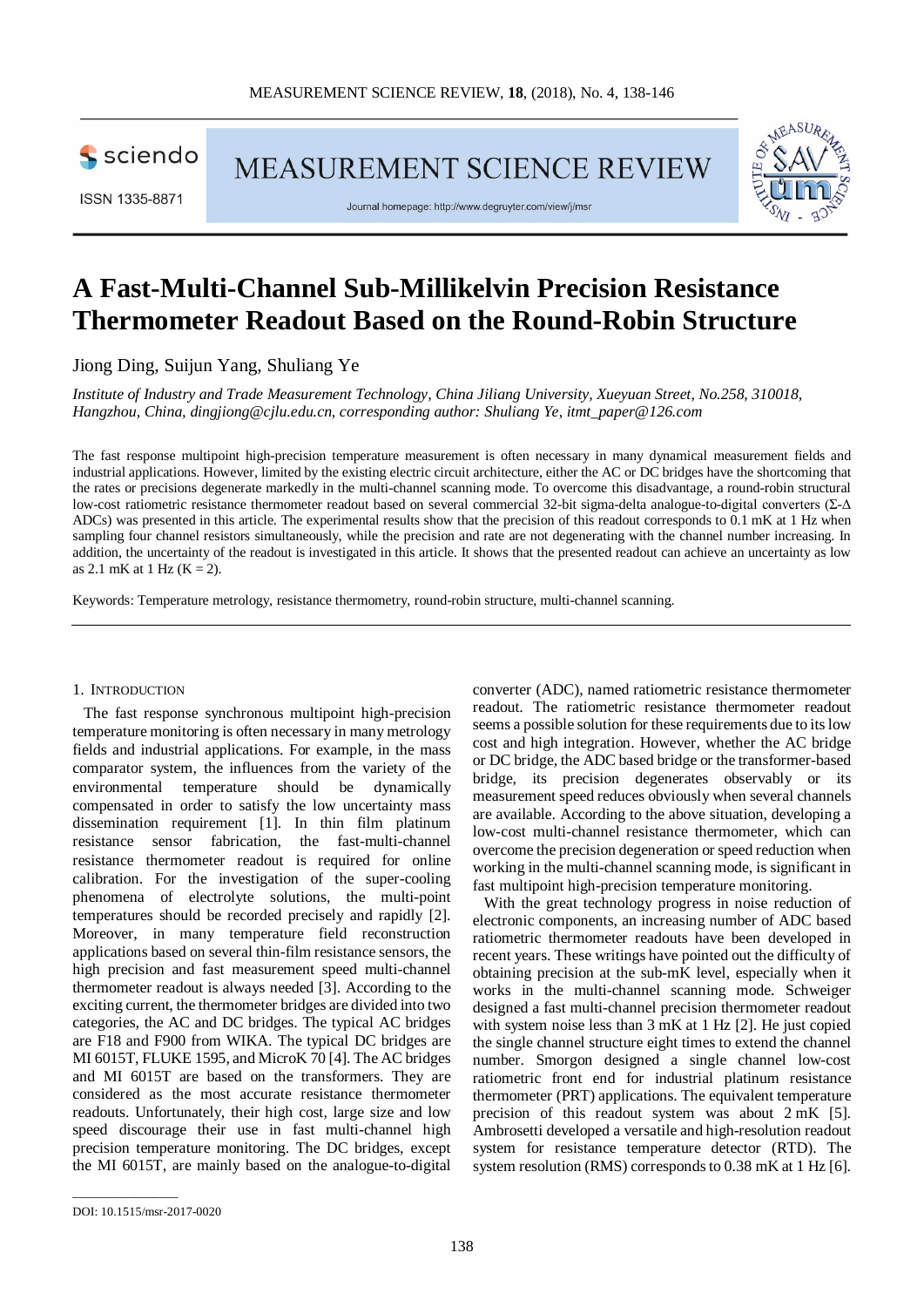# A Fast-Multi-Channel Sub-Millikelvin Precision Resistance Thermometer Readout Based on the Round-Robin Structure

Jiong Ding, Suijun Yang, Shuliang Ye

*Institute of Industry and Trade Measurement Technology, China Jiliang University, Xueyuan Street, No.258, 310018, Hangzhou, China, dingjiong@cjlu.edu.cn, corresponding author: Shuliang Ye, itmt_paper@126.com*

The fast response multipoint high-precision temperature measurement is often necessary in many dynamical measurement fields and industrial applications. However, limited by the existing electric circuit architecture, either the AC or DC bridges have the shortcoming that the rates or precisions degenerate markedly in the multi-channel scanning mode. To overcome this disadvantage, a round-robin structural low-cost ratiometric resistance thermometer readout based on several commercial 32-bit sigma-delta analogue-to-digital converters (Σ-Δ ADCs) was presented in this article. The experimental results show that the precision of this readout corresponds to 0.1 mK at 1 Hz when sampling four channel resistors simultaneously, while the precision and rate are not degenerating with the channel number increasing. In addition, the uncertainty of the readout is investigated in this article. It shows that the presented readout can achieve an uncertainty as low as 2.1 mK at 1 Hz (K = 2).

Keywords: Temperature metrology, resistance thermometry, round-robin structure, multi-channel scanning.

## 1. Introduction

The fast response synchronous multipoint high-precision temperature monitoring is often necessary in many metrology fields and industrial applications. For example, in the mass comparator system, the influences from the variety of the environmental temperature should be dynamically compensated in order to satisfy the low uncertainty mass dissemination requirement [1]. In thin film platinum resistance sensor fabrication, the fast-multi-channel resistance thermometer readout is required for online calibration. For the investigation of the super-cooling phenomena of electrolyte solutions, the multi-point temperatures should be recorded precisely and rapidly [2]. Moreover, in many temperature field reconstruction applications based on several thin-film resistance sensors, the high precision and fast measurement speed multi-channel thermometer readout is always needed [3]. According to the exciting current, the thermometer bridges are divided into two categories, the AC and DC bridges. The typical AC bridges are F18 and F900 from WIKA. The typical DC bridges are MI 6015T, FLUKE 1595, and MicroK 70 [4]. The AC bridges and MI 6015T are based on the transformers. They are considered as the most accurate resistance thermometer readouts. Unfortunately, their high cost, large size and low speed discourage their use in fast multi-channel high precision temperature monitoring. The DC bridges, except the MI 6015T, are mainly based on the analogue-to-digital converter (ADC), named ratiometric resistance thermometer readout. The ratiometric resistance thermometer readout seems a possible solution for these requirements due to its low cost and high integration. However, whether the AC bridge or DC bridge, the ADC based bridge or the transformer-based bridge, its precision degenerates observably or its measurement speed reduces obviously when several channels are available. According to the above situation, developing a low-cost multi-channel resistance thermometer, which can overcome the precision degeneration or speed reduction when working in the multi-channel scanning mode, is significant in fast multipoint high-precision temperature monitoring.

With the great technology progress in noise reduction of electronic components, an increasing number of ADC based ratiometric thermometer readouts have been developed in recent years. These writings have pointed out the difficulty of obtaining precision at the sub-mK level, especially when it works in the multi-channel scanning mode. Schweiger designed a fast multi-channel precision thermometer readout with system noise less than 3 mK at 1 Hz [2]. He just copied the single channel structure eight times to extend the channel number. Smorgon designed a single channel low-cost ratiometric front end for industrial platinum resistance thermometer (PRT) applications. The equivalent temperature precision of this readout system was about 2 mK [5]. Ambrosetti developed a versatile and high-resolution readout system for resistance temperature detector (RTD). The system resolution (RMS) corresponds to 0.38 mK at 1 Hz [6].

DOI: 10.1515/msr-2017-0020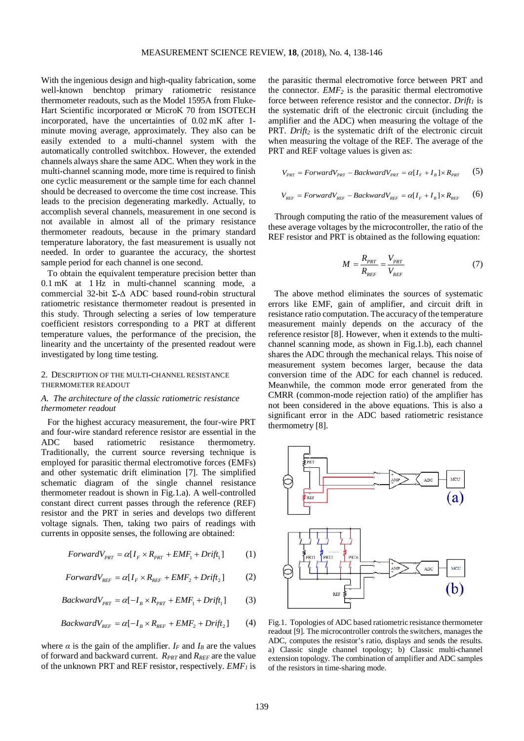With the ingenious design and high-quality fabrication, some well-known benchtop primary ratiometric resistance thermometer readouts, such as the Model 1595A from Fluke-Hart Scientific incorporated or MicroK 70 from ISOTECH incorporated, have the uncertainties of 0.02 mK after 1-minute moving average, approximately. They also can be easily extended to a multi-channel system with the automatically controlled switchbox. However, the extended channels always share the same ADC. When they work in the multi-channel scanning mode, more time is required to finish one cyclic measurement or the sample time for each channel should be decreased to overcome the time cost increase. This leads to the precision degenerating markedly. Actually, to accomplish several channels, measurement in one second is not available in almost all of the primary resistance thermometer readouts, because in the primary standard temperature laboratory, the fast measurement is usually not needed. In order to guarantee the accuracy, the shortest sample period for each channel is one second.

To obtain the equivalent temperature precision better than 0.1 mK at 1 Hz in multi-channel scanning mode, a commercial 32-bit Σ-Δ ADC based round-robin structural ratiometric resistance thermometer readout is presented in this study. Through selecting a series of low temperature coefficient resistors corresponding to a PRT at different temperature values, the performance of the precision, the linearity and the uncertainty of the presented readout were investigated by long time testing.

## 2. Description of the multi-channel resistance thermometer readout

### *A. The architecture of the classic ratiometric resistance thermometer readout*

For the highest accuracy measurement, the four-wire PRT and four-wire standard reference resistor are essential in the ADC based ratiometric resistance thermometry. Traditionally, the current source reversing technique is employed for parasitic thermal electromotive forces (EMFs) and other systematic drift elimination [7]. The simplified schematic diagram of the single channel resistance thermometer readout is shown in Fig.1.a). A well-controlled constant direct current passes through the reference (REF) resistor and the PRT in series and develops two different voltage signals. Then, taking two pairs of readings with currents in opposite senses, the following are obtained:

$$ForwardV_{PRT} = \alpha[I_F \times R_{PRT} + EMF_1 + Drift_1] \tag{1}$$

$$ForwardV_{REF} = \alpha[I_F \times R_{REF} + EMF_2 + Drift_2] \tag{2}$$

$$BackwardV_{PRT} = \alpha[-I_B \times R_{PRT} + EMF_1 + Drift_1] \tag{3}$$

$$BackwardV_{REF} = \alpha[-I_B \times R_{REF} + EMF_2 + Drift_2] \tag{4}$$

where $\alpha$ is the gain of the amplifier. $I_F$ and $I_B$ are the values of forward and backward current. $R_{PRT}$ and $R_{REF}$ are the value of the unknown PRT and REF resistor, respectively. $EMF_1$ is the parasitic thermal electromotive force between PRT and the connector. $EMF_2$ is the parasitic thermal electromotive force between reference resistor and the connector. $Drift_1$ is the systematic drift of the electronic circuit (including the amplifier and the ADC) when measuring the voltage of the PRT. $Drift_2$ is the systematic drift of the electronic circuit when measuring the voltage of the REF. The average of the PRT and REF voltage values is given as:

$$V_{PRT} = ForwardV_{PRT} - BackwardV_{PRT} = \alpha[I_F + I_B] \times R_{PRT} \tag{5}$$

$$V_{REF} = ForwardV_{REF} - BackwardV_{REF} = \alpha[I_F + I_B] \times R_{REF} \tag{6}$$

Through computing the ratio of the measurement values of these average voltages by the microcontroller, the ratio of the REF resistor and PRT is obtained as the following equation:

$$M = \frac{R_{PRT}}{R_{REF}} = \frac{V_{PRT}}{V_{REF}} \tag{7}$$

The above method eliminates the sources of systematic errors like EMF, gain of amplifier, and circuit drift in resistance ratio computation. The accuracy of the temperature measurement mainly depends on the accuracy of the reference resistor [8]. However, when it extends to the multi-channel scanning mode, as shown in Fig.1.b), each channel shares the ADC through the mechanical relays. This noise of measurement system becomes larger, because the data conversion time of the ADC for each channel is reduced. Meanwhile, the common mode error generated from the CMRR (common-mode rejection ratio) of the amplifier has not been considered in the above equations. This is also a significant error in the ADC based ratiometric resistance thermometry [8].

Fig.1. Topologies of ADC based ratiometric resistance thermometer readout [9]. The microcontroller controls the switchers, manages the ADC, computes the resistor's ratio, displays and sends the results. a) Classic single channel topology; b) Classic multi-channel extension topology. The combination of amplifier and ADC samples of the resistors in time-sharing mode.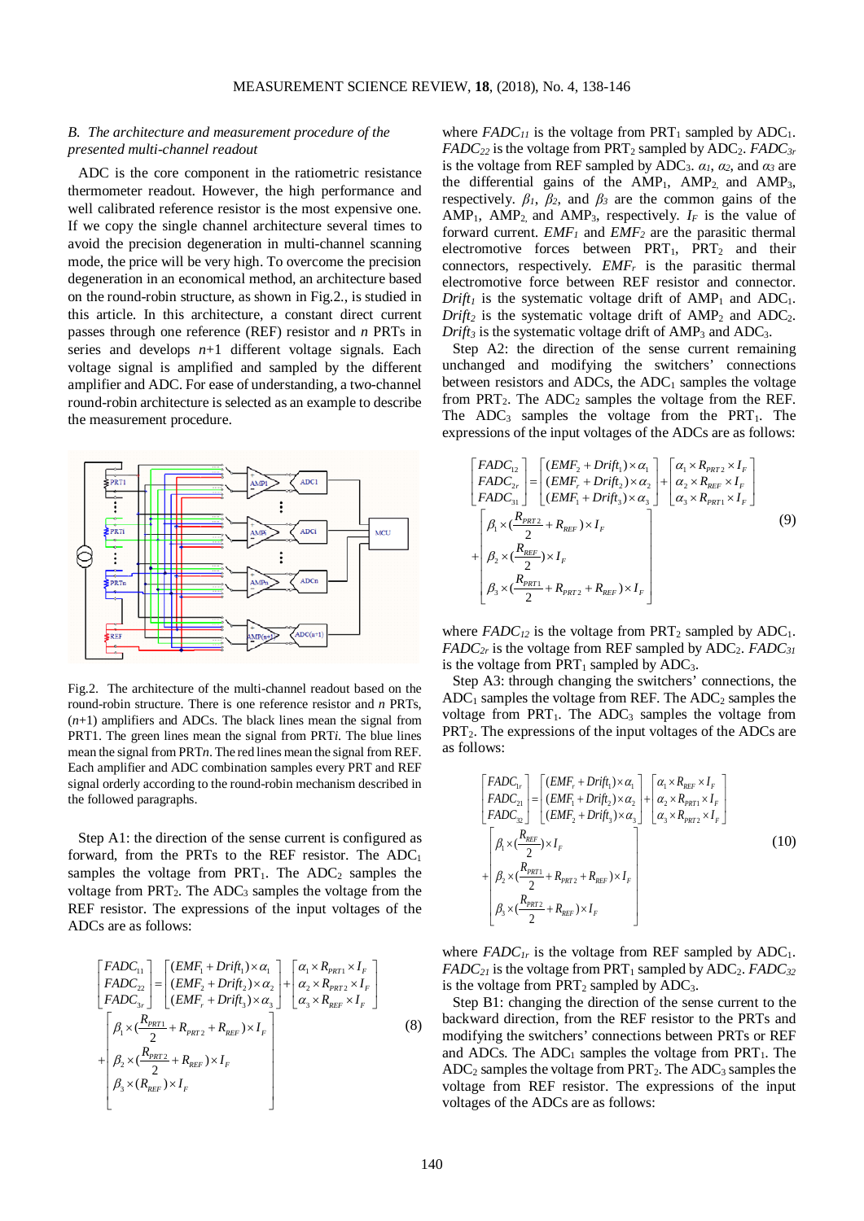*B. The architecture and measurement procedure of the presented multi-channel readout*

ADC is the core component in the ratiometric resistance thermometer readout. However, the high performance and well calibrated reference resistor is the most expensive one. If we copy the single channel architecture several times to avoid the precision degeneration in multi-channel scanning mode, the price will be very high. To overcome the precision degeneration in an economical method, an architecture based on the round-robin structure, as shown in Fig.2., is studied in this article. In this architecture, a constant direct current passes through one reference (REF) resistor and $n$ PRTs in series and develops $n$+1 different voltage signals. Each voltage signal is amplified and sampled by the different amplifier and ADC. For ease of understanding, a two-channel round-robin architecture is selected as an example to describe the measurement procedure.

Fig.2. The architecture of the multi-channel readout based on the round-robin structure. There is one reference resistor and $n$ PRTs, ($n$+1) amplifiers and ADCs. The black lines mean the signal from PRT1. The green lines mean the signal from PRT$i$. The blue lines mean the signal from PRT$n$. The red lines mean the signal from REF. Each amplifier and ADC combination samples every PRT and REF signal orderly according to the round-robin mechanism described in the followed paragraphs.

Step A1: the direction of the sense current is configured as forward, from the PRTs to the REF resistor. The $ADC_1$ samples the voltage from $PRT_1$. The $ADC_2$ samples the voltage from $PRT_2$. The $ADC_3$ samples the voltage from the REF resistor. The expressions of the input voltages of the ADCs are as follows:

$$\begin{bmatrix} FADC_{11} \\ FADC_{22} \\ FADC_{3r} \end{bmatrix} = \begin{bmatrix} (EMF_1 + Drift_1)\times\alpha_1 \\ (EMF_2 + Drift_2)\times\alpha_2 \\ (EMF_r + Drift_3)\times\alpha_3 \end{bmatrix} + \begin{bmatrix} \alpha_1 \times R_{PRT1} \times I_F \\ \alpha_2 \times R_{PRT2} \times I_F \\ \alpha_3 \times R_{REF} \times I_F \end{bmatrix} + \begin{bmatrix} \beta_1 \times (\frac{R_{PRT1}}{2} + R_{PRT2} + R_{REF}) \times I_F \\ \beta_2 \times (\frac{R_{PRT2}}{2} + R_{REF}) \times I_F \\ \beta_3 \times (R_{REF}) \times I_F \end{bmatrix} \tag{8}$$

where $FADC_{11}$ is the voltage from $PRT_1$ sampled by $ADC_1$. $FADC_{22}$ is the voltage from $PRT_2$ sampled by $ADC_2$. $FADC_{3r}$ is the voltage from REF sampled by $ADC_3$. $\alpha_1$, $\alpha_2$, and $\alpha_3$ are the differential gains of the $AMP_1$, $AMP_2$ and $AMP_3$, respectively. $\beta_1$, $\beta_2$, and $\beta_3$ are the common gains of the $AMP_1$, $AMP_2$ and $AMP_3$, respectively. $I_F$ is the value of forward current. $EMF_1$ and $EMF_2$ are the parasitic thermal electromotive forces between $PRT_1$, $PRT_2$ and their connectors, respectively. $EMF_r$ is the parasitic thermal electromotive force between REF resistor and connector. $Drift_1$ is the systematic voltage drift of $AMP_1$ and $ADC_1$. $Drift_2$ is the systematic voltage drift of $AMP_2$ and $ADC_2$. $Drift_3$ is the systematic voltage drift of $AMP_3$ and $ADC_3$.

Step A2: the direction of the sense current remaining unchanged and modifying the switchers' connections between resistors and ADCs, the $ADC_1$ samples the voltage from $PRT_2$. The $ADC_2$ samples the voltage from the REF. The $ADC_3$ samples the voltage from the $PRT_1$. The expressions of the input voltages of the ADCs are as follows:

$$\begin{bmatrix} FADC_{12} \\ FADC_{2r} \\ FADC_{31} \end{bmatrix} = \begin{bmatrix} (EMF_2 + Drift_1)\times\alpha_1 \\ (EMF_r + Drift_2)\times\alpha_2 \\ (EMF_1 + Drift_3)\times\alpha_3 \end{bmatrix} + \begin{bmatrix} \alpha_1 \times R_{PRT2} \times I_F \\ \alpha_2 \times R_{REF} \times I_F \\ \alpha_3 \times R_{PRT1} \times I_F \end{bmatrix} + \begin{bmatrix} \beta_1 \times (\frac{R_{PRT2}}{2} + R_{REF}) \times I_F \\ \beta_2 \times (\frac{R_{REF}}{2}) \times I_F \\ \beta_3 \times (\frac{R_{PRT1}}{2} + R_{PRT2} + R_{REF}) \times I_F \end{bmatrix} \tag{9}$$

where $FADC_{12}$ is the voltage from $PRT_2$ sampled by $ADC_1$. $FADC_{2r}$ is the voltage from REF sampled by $ADC_2$. $FADC_{31}$ is the voltage from $PRT_1$ sampled by $ADC_3$.

Step A3: through changing the switchers' connections, the $ADC_1$ samples the voltage from REF. The $ADC_2$ samples the voltage from $PRT_1$. The $ADC_3$ samples the voltage from $PRT_2$. The expressions of the input voltages of the ADCs are as follows:

$$\begin{bmatrix} FADC_{1r} \\ FADC_{21} \\ FADC_{32} \end{bmatrix} = \begin{bmatrix} (EMF_r + Drift_1)\times\alpha_1 \\ (EMF_1 + Drift_2)\times\alpha_2 \\ (EMF_2 + Drift_3)\times\alpha_3 \end{bmatrix} + \begin{bmatrix} \alpha_1 \times R_{REF} \times I_F \\ \alpha_2 \times R_{PRT1} \times I_F \\ \alpha_3 \times R_{PRT2} \times I_F \end{bmatrix} + \begin{bmatrix} \beta_1 \times (\frac{R_{REF}}{2}) \times I_F \\ \beta_2 \times (\frac{R_{PRT1}}{2} + R_{PRT2} + R_{REF}) \times I_F \\ \beta_3 \times (\frac{R_{PRT2}}{2} + R_{REF}) \times I_F \end{bmatrix} \tag{10}$$

where $FADC_{1r}$ is the voltage from REF sampled by $ADC_1$. $FADC_{21}$ is the voltage from $PRT_1$ sampled by $ADC_2$. $FADC_{32}$ is the voltage from $PRT_2$ sampled by $ADC_3$.

Step B1: changing the direction of the sense current to the backward direction, from the REF resistor to the PRTs and modifying the switchers' connections between PRTs or REF and ADCs. The $ADC_1$ samples the voltage from $PRT_1$. The $ADC_2$ samples the voltage from $PRT_2$. The $ADC_3$ samples the voltage from REF resistor. The expressions of the input voltages of the ADCs are as follows: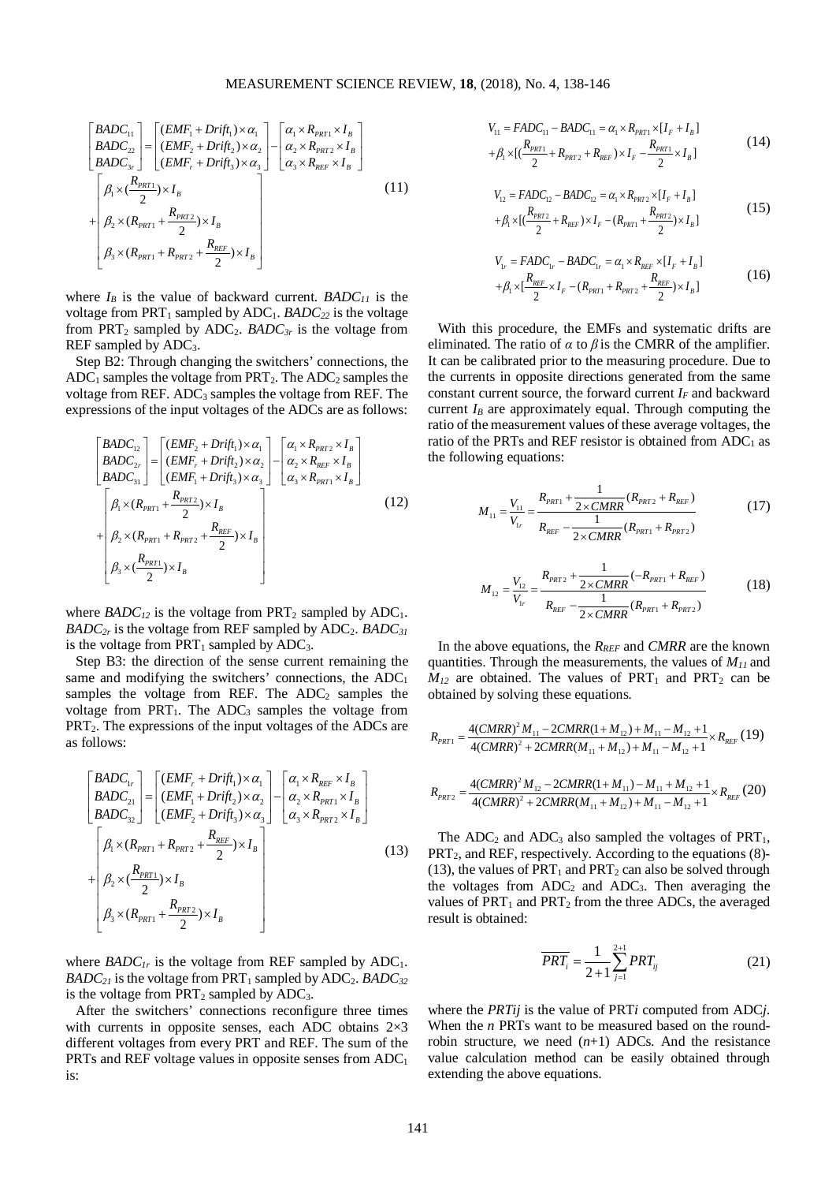$$\begin{bmatrix} BADC_{11} \\ BADC_{22} \\ BADC_{3r} \end{bmatrix} = \begin{bmatrix} (EMF_1 + Drift_1)\times\alpha_1 \\ (EMF_2 + Drift_2)\times\alpha_2 \\ (EMF_r + Drift_3)\times\alpha_3 \end{bmatrix} - \begin{bmatrix} \alpha_1 \times R_{PRT1} \times I_B \\ \alpha_2 \times R_{PRT2} \times I_B \\ \alpha_3 \times R_{REF} \times I_B \end{bmatrix} + \begin{bmatrix} \beta_1 \times (\frac{R_{PRT1}}{2}) \times I_B \\ \beta_2 \times (R_{PRT1} + \frac{R_{PRT2}}{2}) \times I_B \\ \beta_3 \times (R_{PRT1} + R_{PRT2} + \frac{R_{REF}}{2}) \times I_B \end{bmatrix} \tag{11}$$

where $I_B$ is the value of backward current. $BADC_{11}$ is the voltage from $PRT_1$ sampled by $ADC_1$. $BADC_{22}$ is the voltage from $PRT_2$ sampled by $ADC_2$. $BADC_{3r}$ is the voltage from REF sampled by $ADC_3$.

Step B2: Through changing the switchers' connections, the $ADC_1$ samples the voltage from $PRT_2$. The $ADC_2$ samples the voltage from REF. $ADC_3$ samples the voltage from REF. The expressions of the input voltages of the ADCs are as follows:

$$\begin{bmatrix} BADC_{12} \\ BADC_{2r} \\ BADC_{31} \end{bmatrix} = \begin{bmatrix} (EMF_2 + Drift_1)\times\alpha_1 \\ (EMF_r + Drift_2)\times\alpha_2 \\ (EMF_1 + Drift_3)\times\alpha_3 \end{bmatrix} - \begin{bmatrix} \alpha_1 \times R_{PRT2} \times I_B \\ \alpha_2 \times R_{REF} \times I_B \\ \alpha_3 \times R_{PRT1} \times I_B \end{bmatrix} + \begin{bmatrix} \beta_1 \times (R_{PRT1} + \frac{R_{PRT2}}{2}) \times I_B \\ \beta_2 \times (R_{PRT1} + R_{PRT2} + \frac{R_{REF}}{2}) \times I_B \\ \beta_3 \times (\frac{R_{PRT1}}{2}) \times I_B \end{bmatrix} \tag{12}$$

where $BADC_{12}$ is the voltage from $PRT_2$ sampled by $ADC_1$. $BADC_{2r}$ is the voltage from REF sampled by $ADC_2$. $BADC_{31}$ is the voltage from $PRT_1$ sampled by $ADC_3$.

Step B3: the direction of the sense current remaining the same and modifying the switchers' connections, the $ADC_1$ samples the voltage from REF. The $ADC_2$ samples the voltage from $PRT_1$. The $ADC_3$ samples the voltage from $PRT_2$. The expressions of the input voltages of the ADCs are as follows:

$$\begin{bmatrix} BADC_{1r} \\ BADC_{21} \\ BADC_{32} \end{bmatrix} = \begin{bmatrix} (EMF_r + Drift_1)\times\alpha_1 \\ (EMF_1 + Drift_2)\times\alpha_2 \\ (EMF_2 + Drift_3)\times\alpha_3 \end{bmatrix} - \begin{bmatrix} \alpha_1 \times R_{REF} \times I_B \\ \alpha_2 \times R_{PRT1} \times I_B \\ \alpha_3 \times R_{PRT2} \times I_B \end{bmatrix} + \begin{bmatrix} \beta_1 \times (R_{PRT1} + R_{PRT2} + \frac{R_{REF}}{2}) \times I_B \\ \beta_2 \times (\frac{R_{PRT1}}{2}) \times I_B \\ \beta_3 \times (R_{PRT1} + \frac{R_{PRT2}}{2}) \times I_B \end{bmatrix} \tag{13}$$

where $BADC_{1r}$ is the voltage from REF sampled by $ADC_1$. $BADC_{21}$ is the voltage from $PRT_1$ sampled by $ADC_2$. $BADC_{32}$ is the voltage from $PRT_2$ sampled by $ADC_3$.

After the switchers' connections reconfigure three times with currents in opposite senses, each ADC obtains 2×3 different voltages from every PRT and REF. The sum of the PRTs and REF voltage values in opposite senses from $ADC_1$ is:

$$V_{11} = FADC_{11} - BADC_{11} = \alpha_1 \times R_{PRT1} \times [I_F + I_B] + \beta_1 \times [(\frac{R_{PRT1}}{2} + R_{PRT2} + R_{REF}) \times I_F - \frac{R_{PRT1}}{2} \times I_B] \tag{14}$$

$$V_{12} = FADC_{12} - BADC_{12} = \alpha_1 \times R_{PRT2} \times [I_F + I_B] + \beta_1 \times [(\frac{R_{PRT2}}{2} + R_{REF}) \times I_F - (R_{PRT1} + \frac{R_{PRT2}}{2}) \times I_B] \tag{15}$$

$$V_{1r} = FADC_{1r} - BADC_{1r} = \alpha_1 \times R_{REF} \times [I_F + I_B] + \beta_1 \times [\frac{R_{REF}}{2} \times I_F - (R_{PRT1} + R_{PRT2} + \frac{R_{REF}}{2}) \times I_B] \tag{16}$$

With this procedure, the EMFs and systematic drifts are eliminated. The ratio of $\alpha$ to $\beta$ is the CMRR of the amplifier. It can be calibrated prior to the measuring procedure. Due to the currents in opposite directions generated from the same constant current source, the forward current $I_F$ and backward current $I_B$ are approximately equal. Through computing the ratio of the measurement values of these average voltages, the ratio of the PRTs and REF resistor is obtained from $ADC_1$ as the following equations:

$$M_{11} = \frac{V_{11}}{V_{1r}} = \frac{R_{PRT1} + \frac{1}{2 \times CMRR}(R_{PRT2} + R_{REF})}{R_{REF} - \frac{1}{2 \times CMRR}(R_{PRT1} + R_{PRT2})} \tag{17}$$

$$M_{12} = \frac{V_{12}}{V_{1r}} = \frac{R_{PRT2} + \frac{1}{2 \times CMRR}(-R_{PRT1} + R_{REF})}{R_{REF} - \frac{1}{2 \times CMRR}(R_{PRT1} + R_{PRT2})} \tag{18}$$

In the above equations, the $R_{REF}$ and $CMRR$ are the known quantities. Through the measurements, the values of $M_{11}$ and $M_{12}$ are obtained. The values of $PRT_1$ and $PRT_2$ can be obtained by solving these equations.

$$R_{PRT1} = \frac{4(CMRR)^2 M_{11} - 2CMRR(1 + M_{12}) + M_{11} - M_{12} + 1}{4(CMRR)^2 + 2CMRR(M_{11} + M_{12}) + M_{11} - M_{12} + 1} \times R_{REF} \tag{19}$$

$$R_{PRT2} = \frac{4(CMRR)^2 M_{12} - 2CMRR(1 + M_{11}) - M_{11} + M_{12} + 1}{4(CMRR)^2 + 2CMRR(M_{11} + M_{12}) + M_{11} - M_{12} + 1} \times R_{REF} \tag{20}$$

The $ADC_2$ and $ADC_3$ also sampled the voltages of $PRT_1$, $PRT_2$, and REF, respectively. According to the equations (8)-(13), the values of $PRT_1$ and $PRT_2$ can also be solved through the voltages from $ADC_2$ and $ADC_3$. Then averaging the values of $PRT_1$ and $PRT_2$ from the three ADCs, the averaged result is obtained:

$$\overline{PRT_i} = \frac{1}{2+1} \sum_{j=1}^{2+1} PRT_{ij} \tag{21}$$

where the $PRTij$ is the value of PRT$i$ computed from ADC$j$. When the $n$ PRTs want to be measured based on the round-robin structure, we need ($n$+1) ADCs. And the resistance value calculation method can be easily obtained through extending the above equations.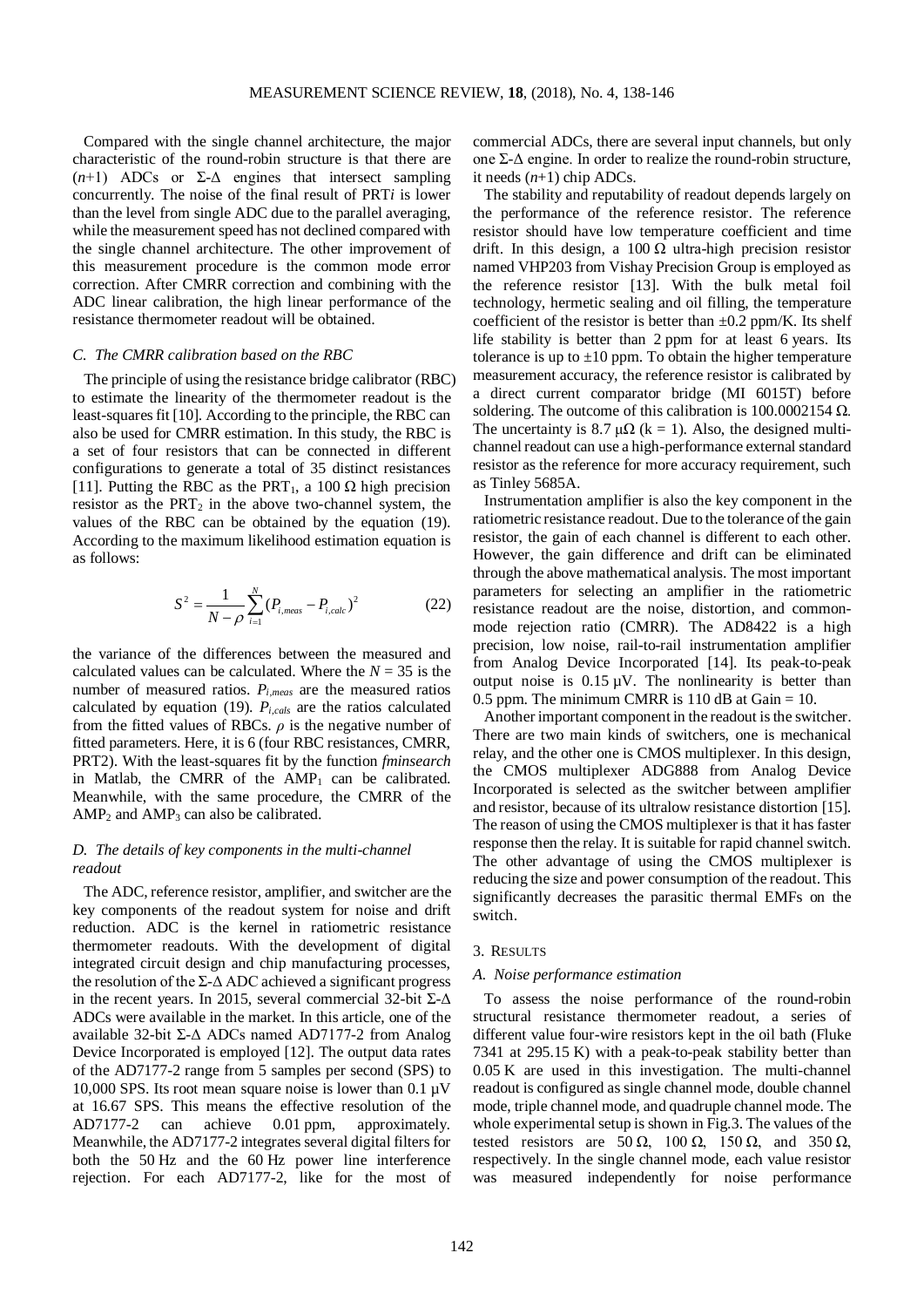Compared with the single channel architecture, the major characteristic of the round-robin structure is that there are ($n$+1) ADCs or Σ-Δ engines that intersect sampling concurrently. The noise of the final result of PRT*i* is lower than the level from single ADC due to the parallel averaging, while the measurement speed has not declined compared with the single channel architecture. The other improvement of this measurement procedure is the common mode error correction. After CMRR correction and combining with the ADC linear calibration, the high linear performance of the resistance thermometer readout will be obtained.

### *C. The CMRR calibration based on the RBC*

The principle of using the resistance bridge calibrator (RBC) to estimate the linearity of the thermometer readout is the least-squares fit [10]. According to the principle, the RBC can also be used for CMRR estimation. In this study, the RBC is a set of four resistors that can be connected in different configurations to generate a total of 35 distinct resistances [11]. Putting the RBC as the $PRT_1$, a 100 Ω high precision resistor as the $PRT_2$ in the above two-channel system, the values of the RBC can be obtained by the equation (19). According to the maximum likelihood estimation equation is as follows:

$$S^2 = \frac{1}{N-\rho}\sum_{i=1}^{N}(P_{i,meas} - P_{i,calc})^2 \tag{22}$$

the variance of the differences between the measured and calculated values can be calculated. Where the $N = 35$ is the number of measured ratios. $P_{i,meas}$ are the measured ratios calculated by equation (19). $P_{i,cals}$ are the ratios calculated from the fitted values of RBCs. $\rho$ is the negative number of fitted parameters. Here, it is 6 (four RBC resistances, CMRR, PRT2). With the least-squares fit by the function *fminsearch* in Matlab, the CMRR of the $AMP_1$ can be calibrated. Meanwhile, with the same procedure, the CMRR of the $AMP_2$ and $AMP_3$ can also be calibrated.

### *D. The details of key components in the multi-channel readout*

The ADC, reference resistor, amplifier, and switcher are the key components of the readout system for noise and drift reduction. ADC is the kernel in ratiometric resistance thermometer readouts. With the development of digital integrated circuit design and chip manufacturing processes, the resolution of the Σ-Δ ADC achieved a significant progress in the recent years. In 2015, several commercial 32-bit Σ-Δ ADCs were available in the market. In this article, one of the available 32-bit Σ-Δ ADCs named AD7177-2 from Analog Device Incorporated is employed [12]. The output data rates of the AD7177-2 range from 5 samples per second (SPS) to 10,000 SPS. Its root mean square noise is lower than 0.1 µV at 16.67 SPS. This means the effective resolution of the AD7177-2 can achieve 0.01 ppm, approximately. Meanwhile, the AD7177-2 integrates several digital filters for both the 50 Hz and the 60 Hz power line interference rejection. For each AD7177-2, like for the most of commercial ADCs, there are several input channels, but only one Σ-Δ engine. In order to realize the round-robin structure, it needs ($n$+1) chip ADCs.

The stability and reputability of readout depends largely on the performance of the reference resistor. The reference resistor should have low temperature coefficient and time drift. In this design, a 100 Ω ultra-high precision resistor named VHP203 from Vishay Precision Group is employed as the reference resistor [13]. With the bulk metal foil technology, hermetic sealing and oil filling, the temperature coefficient of the resistor is better than ±0.2 ppm/K. Its shelf life stability is better than 2 ppm for at least 6 years. Its tolerance is up to ±10 ppm. To obtain the higher temperature measurement accuracy, the reference resistor is calibrated by a direct current comparator bridge (MI 6015T) before soldering. The outcome of this calibration is 100.0002154 Ω. The uncertainty is 8.7 µΩ (k = 1). Also, the designed multi-channel readout can use a high-performance external standard resistor as the reference for more accuracy requirement, such as Tinley 5685A.

Instrumentation amplifier is also the key component in the ratiometric resistance readout. Due to the tolerance of the gain resistor, the gain of each channel is different to each other. However, the gain difference and drift can be eliminated through the above mathematical analysis. The most important parameters for selecting an amplifier in the ratiometric resistance readout are the noise, distortion, and common-mode rejection ratio (CMRR). The AD8422 is a high precision, low noise, rail-to-rail instrumentation amplifier from Analog Device Incorporated [14]. Its peak-to-peak output noise is 0.15 µV. The nonlinearity is better than 0.5 ppm. The minimum CMRR is 110 dB at Gain = 10.

Another important component in the readout is the switcher. There are two main kinds of switchers, one is mechanical relay, and the other one is CMOS multiplexer. In this design, the CMOS multiplexer ADG888 from Analog Device Incorporated is selected as the switcher between amplifier and resistor, because of its ultralow resistance distortion [15]. The reason of using the CMOS multiplexer is that it has faster response then the relay. It is suitable for rapid channel switch. The other advantage of using the CMOS multiplexer is reducing the size and power consumption of the readout. This significantly decreases the parasitic thermal EMFs on the switch.

## 3. RESULTS

### *A. Noise performance estimation*

To assess the noise performance of the round-robin structural resistance thermometer readout, a series of different value four-wire resistors kept in the oil bath (Fluke 7341 at 295.15 K) with a peak-to-peak stability better than 0.05 K are used in this investigation. The multi-channel readout is configured as single channel mode, double channel mode, triple channel mode, and quadruple channel mode. The whole experimental setup is shown in Fig.3. The values of the tested resistors are 50 Ω, 100 Ω, 150 Ω, and 350 Ω, respectively. In the single channel mode, each value resistor was measured independently for noise performance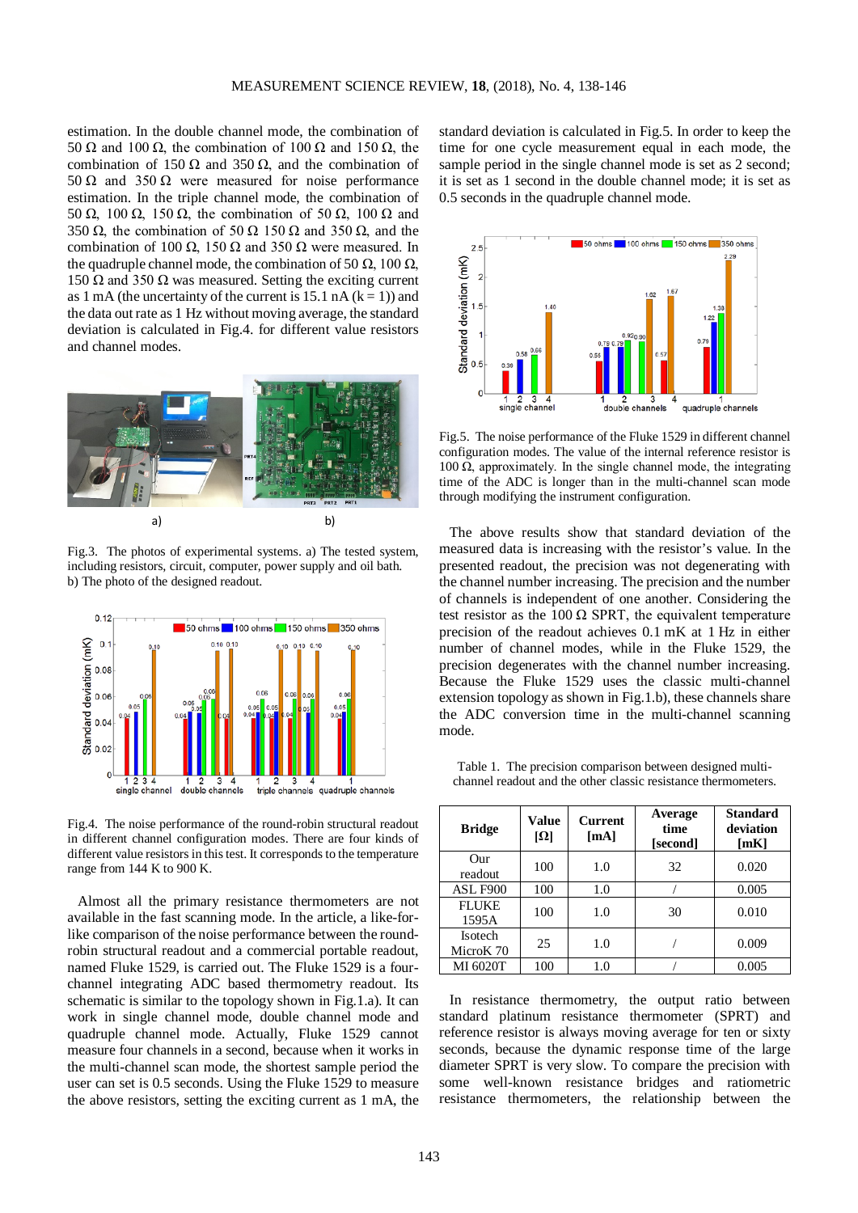estimation. In the double channel mode, the combination of 50 Ω and 100 Ω, the combination of 100 Ω and 150 Ω, the combination of 150 Ω and 350 Ω, and the combination of 50 Ω and 350 Ω were measured for noise performance estimation. In the triple channel mode, the combination of 50 Ω, 100 Ω, 150 Ω, the combination of 50 Ω, 100 Ω and 350 Ω, the combination of 50 Ω 150 Ω and 350 Ω, and the combination of 100 Ω, 150 Ω and 350 Ω were measured. In the quadruple channel mode, the combination of 50 Ω, 100 Ω, 150 Ω and 350 Ω was measured. Setting the exciting current as 1 mA (the uncertainty of the current is 15.1 nA (k = 1)) and the data out rate as 1 Hz without moving average, the standard deviation is calculated in Fig.4. for different value resistors and channel modes.

a) b)

Fig.3. The photos of experimental systems. a) The tested system, including resistors, circuit, computer, power supply and oil bath. b) The photo of the designed readout.

Fig.4. The noise performance of the round-robin structural readout in different channel configuration modes. There are four kinds of different value resistors in this test. It corresponds to the temperature range from 144 K to 900 K.

Almost all the primary resistance thermometers are not available in the fast scanning mode. In the article, a like-for-like comparison of the noise performance between the round-robin structural readout and a commercial portable readout, named Fluke 1529, is carried out. The Fluke 1529 is a four-channel integrating ADC based thermometry readout. Its schematic is similar to the topology shown in Fig.1.a). It can work in single channel mode, double channel mode and quadruple channel mode. Actually, Fluke 1529 cannot measure four channels in a second, because when it works in the multi-channel scan mode, the shortest sample period the user can set is 0.5 seconds. Using the Fluke 1529 to measure the above resistors, setting the exciting current as 1 mA, the standard deviation is calculated in Fig.5. In order to keep the time for one cycle measurement equal in each mode, the sample period in the single channel mode is set as 2 second; it is set as 1 second in the double channel mode; it is set as 0.5 seconds in the quadruple channel mode.

Fig.5. The noise performance of the Fluke 1529 in different channel configuration modes. The value of the internal reference resistor is 100 Ω, approximately. In the single channel mode, the integrating time of the ADC is longer than in the multi-channel scan mode through modifying the instrument configuration.

The above results show that standard deviation of the measured data is increasing with the resistor's value. In the presented readout, the precision was not degenerating with the channel number increasing. The precision and the number of channels is independent of one another. Considering the test resistor as the 100 Ω SPRT, the equivalent temperature precision of the readout achieves 0.1 mK at 1 Hz in either number of channel modes, while in the Fluke 1529, the precision degenerates with the channel number increasing. Because the Fluke 1529 uses the classic multi-channel extension topology as shown in Fig.1.b), these channels share the ADC conversion time in the multi-channel scanning mode.

Table 1. The precision comparison between designed multi-channel readout and the other classic resistance thermometers.

| Bridge | Value [Ω] | Current [mA] | Average time [second] | Standard deviation [mK] |
|---|---|---|---|---|
| Our readout | 100 | 1.0 | 32 | 0.020 |
| ASL F900 | 100 | 1.0 | / | 0.005 |
| FLUKE 1595A | 100 | 1.0 | 30 | 0.010 |
| Isotech MicroK 70 | 25 | 1.0 | / | 0.009 |
| MI 6020T | 100 | 1.0 | / | 0.005 |

In resistance thermometry, the output ratio between standard platinum resistance thermometer (SPRT) and reference resistor is always moving average for ten or sixty seconds, because the dynamic response time of the large diameter SPRT is very slow. To compare the precision with some well-known resistance bridges and ratiometric resistance thermometers, the relationship between the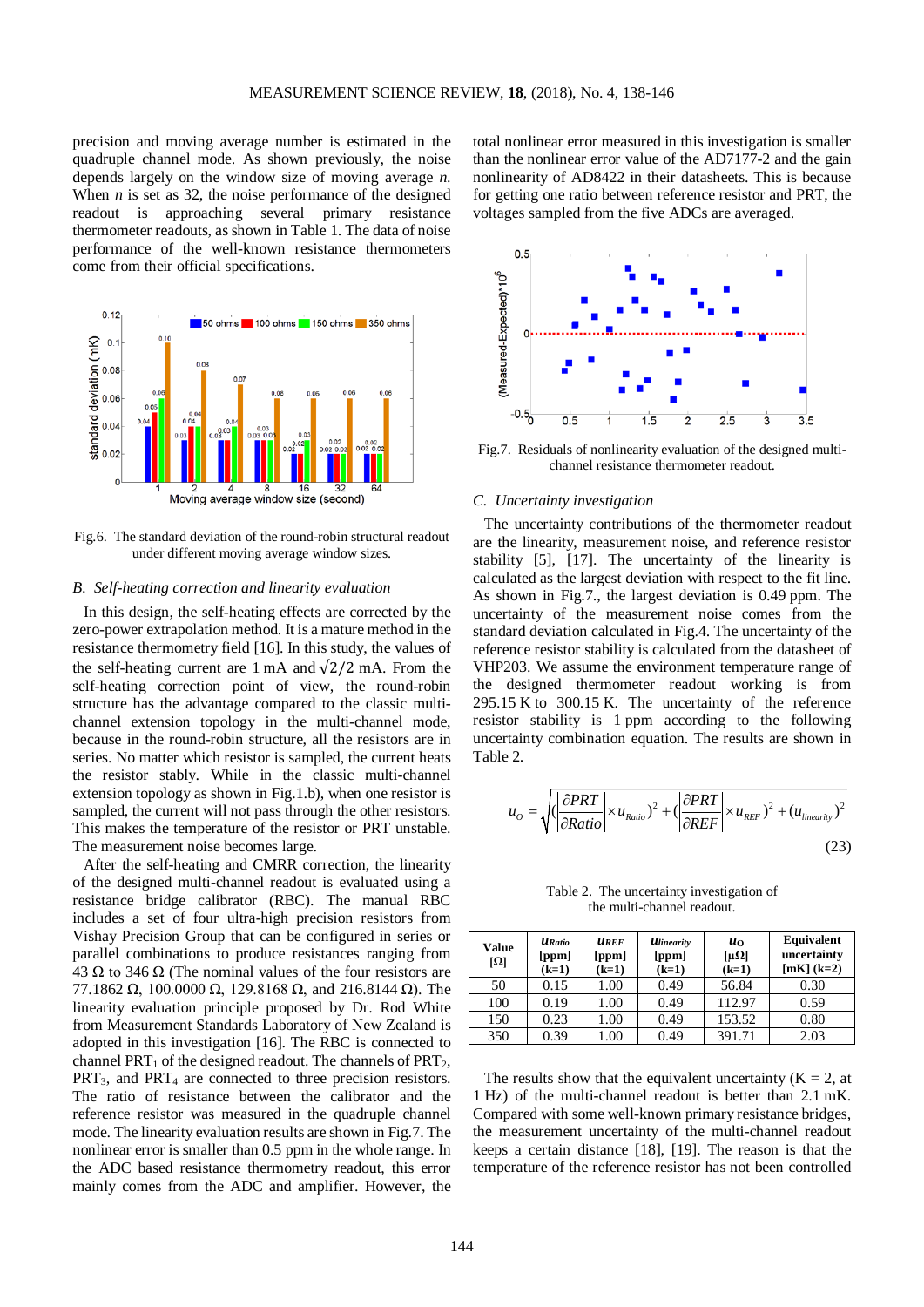precision and moving average number is estimated in the quadruple channel mode. As shown previously, the noise depends largely on the window size of moving average *n*. When *n* is set as 32, the noise performance of the designed readout is approaching several primary resistance thermometer readouts, as shown in Table 1. The data of noise performance of the well-known resistance thermometers come from their official specifications.

Fig.6. The standard deviation of the round-robin structural readout under different moving average window sizes.

### *B. Self-heating correction and linearity evaluation*

In this design, the self-heating effects are corrected by the zero-power extrapolation method. It is a mature method in the resistance thermometry field [16]. In this study, the values of the self-heating current are 1 mA and $\sqrt{2}/2$ mA. From the self-heating correction point of view, the round-robin structure has the advantage compared to the classic multi-channel extension topology in the multi-channel mode, because in the round-robin structure, all the resistors are in series. No matter which resistor is sampled, the current heats the resistor stably. While in the classic multi-channel extension topology as shown in Fig.1.b), when one resistor is sampled, the current will not pass through the other resistors. This makes the temperature of the resistor or PRT unstable. The measurement noise becomes large.

After the self-heating and CMRR correction, the linearity of the designed multi-channel readout is evaluated using a resistance bridge calibrator (RBC). The manual RBC includes a set of four ultra-high precision resistors from Vishay Precision Group that can be configured in series or parallel combinations to produce resistances ranging from 43 Ω to 346 Ω (The nominal values of the four resistors are 77.1862 Ω, 100.0000 Ω, 129.8168 Ω, and 216.8144 Ω). The linearity evaluation principle proposed by Dr. Rod White from Measurement Standards Laboratory of New Zealand is adopted in this investigation [16]. The RBC is connected to channel $PRT_1$ of the designed readout. The channels of $PRT_2$, $PRT_3$, and $PRT_4$ are connected to three precision resistors. The ratio of resistance between the calibrator and the reference resistor was measured in the quadruple channel mode. The linearity evaluation results are shown in Fig.7. The nonlinear error is smaller than 0.5 ppm in the whole range. In the ADC based resistance thermometry readout, this error mainly comes from the ADC and amplifier. However, the total nonlinear error measured in this investigation is smaller than the nonlinear error value of the AD7177-2 and the gain nonlinearity of AD8422 in their datasheets. This is because for getting one ratio between reference resistor and PRT, the voltages sampled from the five ADCs are averaged.

Fig.7. Residuals of nonlinearity evaluation of the designed multi-channel resistance thermometer readout.

### *C. Uncertainty investigation*

The uncertainty contributions of the thermometer readout are the linearity, measurement noise, and reference resistor stability [5], [17]. The uncertainty of the linearity is calculated as the largest deviation with respect to the fit line. As shown in Fig.7., the largest deviation is 0.49 ppm. The uncertainty of the measurement noise comes from the standard deviation calculated in Fig.4. The uncertainty of the reference resistor stability is calculated from the datasheet of VHP203. We assume the environment temperature range of the designed thermometer readout working is from 295.15 K to 300.15 K. The uncertainty of the reference resistor stability is 1 ppm according to the following uncertainty combination equation. The results are shown in Table 2.

$$u_O = \sqrt{\left(\left|\frac{\partial PRT}{\partial Ratio}\right| \times u_{Ratio}\right)^2 + \left(\left|\frac{\partial PRT}{\partial REF}\right| \times u_{REF}\right)^2 + (u_{linearity})^2} \tag{23}$$

Table 2. The uncertainty investigation of the multi-channel readout.

| Value [Ω] | $u_{Ratio}$ [ppm] (k=1) | $u_{REF}$ [ppm] (k=1) | $u_{linearity}$ [ppm] (k=1) | $u_O$ [μΩ] (k=1) | Equivalent uncertainty [mK] (k=2) |
|---|---|---|---|---|---|
| 50 | 0.15 | 1.00 | 0.49 | 56.84 | 0.30 |
| 100 | 0.19 | 1.00 | 0.49 | 112.97 | 0.59 |
| 150 | 0.23 | 1.00 | 0.49 | 153.52 | 0.80 |
| 350 | 0.39 | 1.00 | 0.49 | 391.71 | 2.03 |

The results show that the equivalent uncertainty (K = 2, at 1 Hz) of the multi-channel readout is better than 2.1 mK. Compared with some well-known primary resistance bridges, the measurement uncertainty of the multi-channel readout keeps a certain distance [18], [19]. The reason is that the temperature of the reference resistor has not been controlled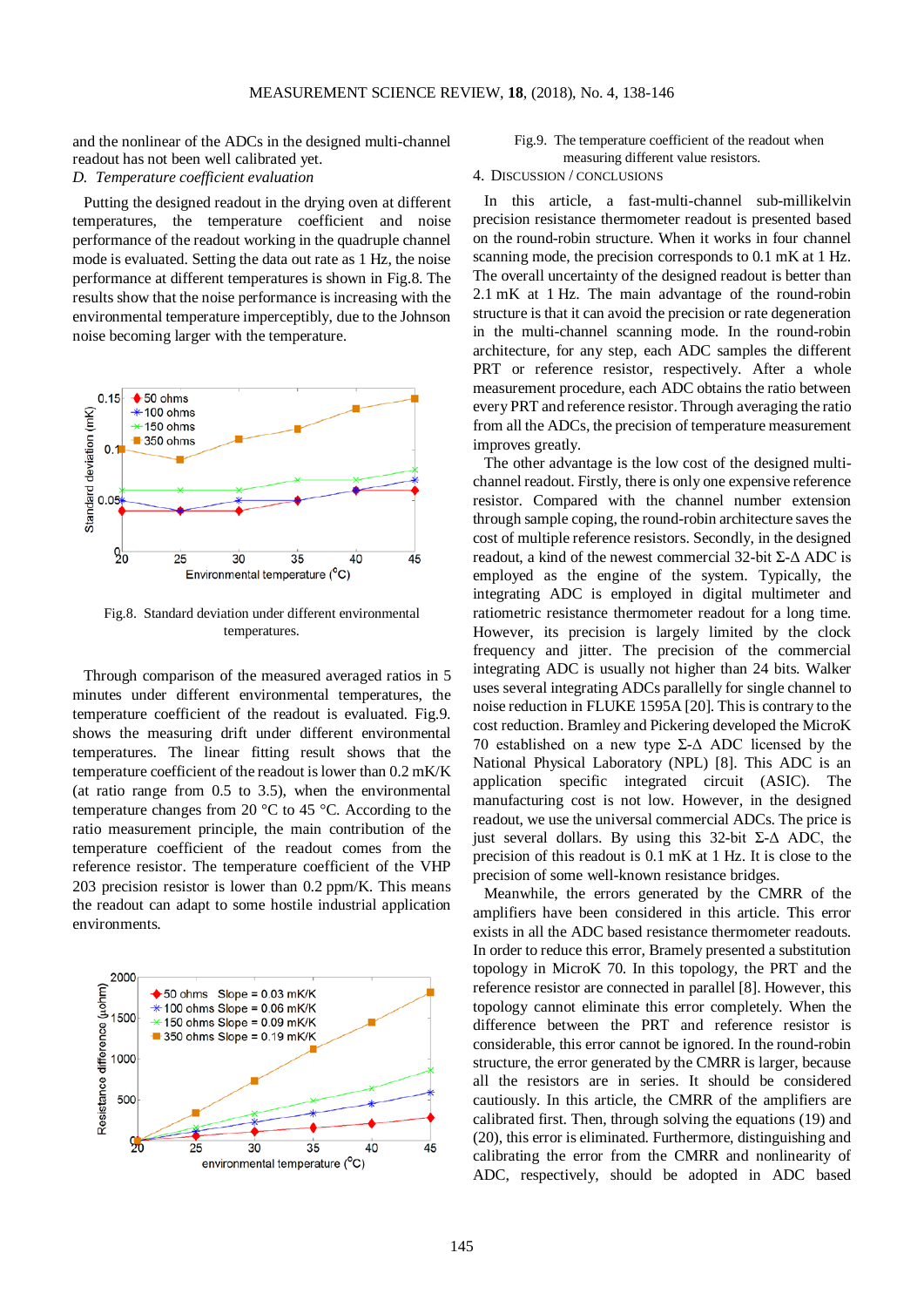and the nonlinear of the ADCs in the designed multi-channel readout has not been well calibrated yet.

*D. Temperature coefficient evaluation*

Putting the designed readout in the drying oven at different temperatures, the temperature coefficient and noise performance of the readout working in the quadruple channel mode is evaluated. Setting the data out rate as 1 Hz, the noise performance at different temperatures is shown in Fig.8. The results show that the noise performance is increasing with the environmental temperature imperceptibly, due to the Johnson noise becoming larger with the temperature.

Fig.8. Standard deviation under different environmental temperatures.

Through comparison of the measured averaged ratios in 5 minutes under different environmental temperatures, the temperature coefficient of the readout is evaluated. Fig.9. shows the measuring drift under different environmental temperatures. The linear fitting result shows that the temperature coefficient of the readout is lower than 0.2 mK/K (at ratio range from 0.5 to 3.5), when the environmental temperature changes from 20 °C to 45 °C. According to the ratio measurement principle, the main contribution of the temperature coefficient of the readout comes from the reference resistor. The temperature coefficient of the VHP 203 precision resistor is lower than 0.2 ppm/K. This means the readout can adapt to some hostile industrial application environments.

Fig.9. The temperature coefficient of the readout when measuring different value resistors.

## 4. Discussion / Conclusions

In this article, a fast-multi-channel sub-millikelvin precision resistance thermometer readout is presented based on the round-robin structure. When it works in four channel scanning mode, the precision corresponds to 0.1 mK at 1 Hz. The overall uncertainty of the designed readout is better than 2.1 mK at 1 Hz. The main advantage of the round-robin structure is that it can avoid the precision or rate degeneration in the multi-channel scanning mode. In the round-robin architecture, for any step, each ADC samples the different PRT or reference resistor, respectively. After a whole measurement procedure, each ADC obtains the ratio between every PRT and reference resistor. Through averaging the ratio from all the ADCs, the precision of temperature measurement improves greatly.

The other advantage is the low cost of the designed multi-channel readout. Firstly, there is only one expensive reference resistor. Compared with the channel number extension through sample coping, the round-robin architecture saves the cost of multiple reference resistors. Secondly, in the designed readout, a kind of the newest commercial 32-bit Σ-Δ ADC is employed as the engine of the system. Typically, the integrating ADC is employed in digital multimeter and ratiometric resistance thermometer readout for a long time. However, its precision is largely limited by the clock frequency and jitter. The precision of the commercial integrating ADC is usually not higher than 24 bits. Walker uses several integrating ADCs parallelly for single channel to noise reduction in FLUKE 1595A [20]. This is contrary to the cost reduction. Bramley and Pickering developed the MicroK 70 established on a new type Σ-Δ ADC licensed by the National Physical Laboratory (NPL) [8]. This ADC is an application specific integrated circuit (ASIC). The manufacturing cost is not low. However, in the designed readout, we use the universal commercial ADCs. The price is just several dollars. By using this 32-bit Σ-Δ ADC, the precision of this readout is 0.1 mK at 1 Hz. It is close to the precision of some well-known resistance bridges.

Meanwhile, the errors generated by the CMRR of the amplifiers have been considered in this article. This error exists in all the ADC based resistance thermometer readouts. In order to reduce this error, Bramely presented a substitution topology in MicroK 70. In this topology, the PRT and the reference resistor are connected in parallel [8]. However, this topology cannot eliminate this error completely. When the difference between the PRT and reference resistor is considerable, this error cannot be ignored. In the round-robin structure, the error generated by the CMRR is larger, because all the resistors are in series. It should be considered cautiously. In this article, the CMRR of the amplifiers are calibrated first. Then, through solving the equations (19) and (20), this error is eliminated. Furthermore, distinguishing and calibrating the error from the CMRR and nonlinearity of ADC, respectively, should be adopted in ADC based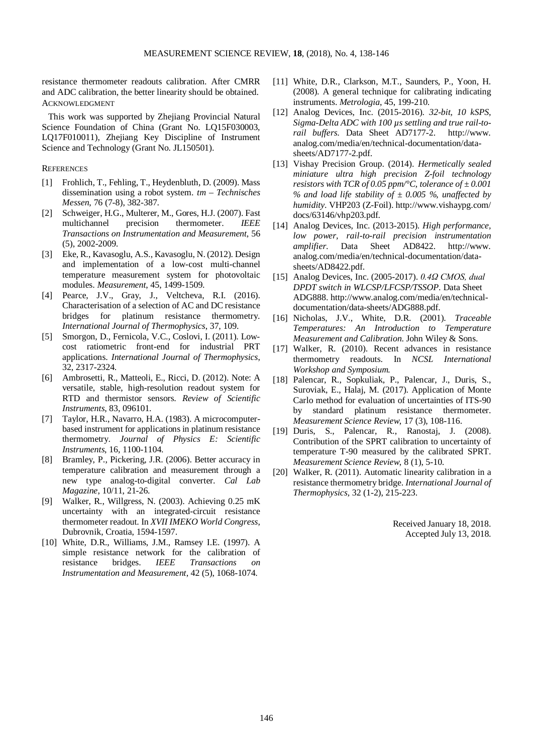resistance thermometer readouts calibration. After CMRR and ADC calibration, the better linearity should be obtained.

## ACKNOWLEDGMENT

This work was supported by Zhejiang Provincial Natural Science Foundation of China (Grant No. LQ15F030003, LQ17F010011), Zhejiang Key Discipline of Instrument Science and Technology (Grant No. JL150501).

## REFERENCES

[1] Frohlich, T., Fehling, T., Heydenbluth, D. (2009). Mass dissemination using a robot system. *tm – Technisches Messen*, 76 (7-8), 382-387.

[2] Schweiger, H.G., Multerer, M., Gores, H.J. (2007). Fast multichannel precision thermometer. *IEEE Transactions on Instrumentation and Measurement*, 56 (5), 2002-2009.

[3] Eke, R., Kavasoglu, A.S., Kavasoglu, N. (2012). Design and implementation of a low-cost multi-channel temperature measurement system for photovoltaic modules. *Measurement*, 45, 1499-1509.

[4] Pearce, J.V., Gray, J., Veltcheva, R.I. (2016). Characterisation of a selection of AC and DC resistance bridges for platinum resistance thermometry. *International Journal of Thermophysics*, 37, 109.

[5] Smorgon, D., Fernicola, V.C., Coslovi, I. (2011). Low-cost ratiometric front-end for industrial PRT applications. *International Journal of Thermophysics*, 32, 2317-2324.

[6] Ambrosetti, R., Matteoli, E., Ricci, D. (2012). Note: A versatile, stable, high-resolution readout system for RTD and thermistor sensors. *Review of Scientific Instruments*, 83, 096101.

[7] Taylor, H.R., Navarro, H.A. (1983). A microcomputer-based instrument for applications in platinum resistance thermometry. *Journal of Physics E: Scientific Instruments*, 16, 1100-1104.

[8] Bramley, P., Pickering, J.R. (2006). Better accuracy in temperature calibration and measurement through a new type analog-to-digital converter. *Cal Lab Magazine*, 10/11, 21-26.

[9] Walker, R., Willgress, N. (2003). Achieving 0.25 mK uncertainty with an integrated-circuit resistance thermometer readout. In *XVII IMEKO World Congress*, Dubrovnik, Croatia, 1594-1597.

[10] White, D.R., Williams, J.M., Ramsey I.E. (1997). A simple resistance network for the calibration of resistance bridges. *IEEE Transactions on Instrumentation and Measurement*, 42 (5), 1068-1074.

[11] White, D.R., Clarkson, M.T., Saunders, P., Yoon, H. (2008). A general technique for calibrating indicating instruments. *Metrologia*, 45, 199-210.

[12] Analog Devices, Inc. (2015-2016). *32-bit, 10 kSPS, Sigma-Delta ADC with 100 µs settling and true rail-to-rail buffers*. Data Sheet AD7177-2. http://www.analog.com/media/en/technical-documentation/data-sheets/AD7177-2.pdf.

[13] Vishay Precision Group. (2014). *Hermetically sealed miniature ultra high precision Z-foil technology resistors with TCR of 0.05 ppm/°C, tolerance of ± 0.001 % and load life stability of ± 0.005 %, unaffected by humidity*. VHP203 (Z-Foil). http://www.vishaypg.com/docs/63146/vhp203.pdf.

[14] Analog Devices, Inc. (2013-2015). *High performance, low power, rail-to-rail precision instrumentation amplifier*. Data Sheet AD8422. http://www.analog.com/media/en/technical-documentation/data-sheets/AD8422.pdf.

[15] Analog Devices, Inc. (2005-2017). *0.4Ω CMOS, dual DPDT switch in WLCSP/LFCSP/TSSOP*. Data Sheet ADG888. http://www.analog.com/media/en/technical-documentation/data-sheets/ADG888.pdf.

[16] Nicholas, J.V., White, D.R. (2001). *Traceable Temperatures: An Introduction to Temperature Measurement and Calibration*. John Wiley & Sons.

[17] Walker, R. (2010). Recent advances in resistance thermometry readouts. In *NCSL International Workshop and Symposium*.

[18] Palencar, R., Sopkuliak, P., Palencar, J., Duris, S., Suroviak, E., Halaj, M. (2017). Application of Monte Carlo method for evaluation of uncertainties of ITS-90 by standard platinum resistance thermometer. *Measurement Science Review*, 17 (3), 108-116.

[19] Duris, S., Palencar, R., Ranostaj, J. (2008). Contribution of the SPRT calibration to uncertainty of temperature T-90 measured by the calibrated SPRT. *Measurement Science Review*, 8 (1), 5-10.

[20] Walker, R. (2011). Automatic linearity calibration in a resistance thermometry bridge. *International Journal of Thermophysics*, 32 (1-2), 215-223.

Received January 18, 2018.
Accepted July 13, 2018.